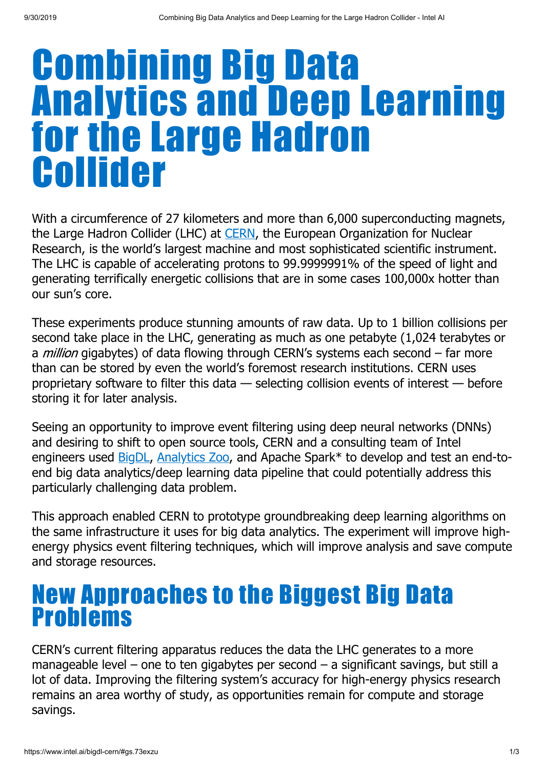# Combining Big Data Analytics and Deep Learning for the Large Hadron Collider

With a circumference of 27 kilometers and more than 6,000 superconducting magnets, the Large Hadron Collider (LHC) at [CERN](), the European Organization for Nuclear Research, is the world's largest machine and most sophisticated scientific instrument. The LHC is capable of accelerating protons to 99.9999991% of the speed of light and generating terrifically energetic collisions that are in some cases 100,000x hotter than our sun's core.

These experiments produce stunning amounts of raw data. Up to 1 billion collisions per second take place in the LHC, generating as much as one petabyte (1,024 terabytes or a *million* gigabytes) of data flowing through CERN's systems each second – far more than can be stored by even the world's foremost research institutions. CERN uses proprietary software to filter this data — selecting collision events of interest — before storing it for later analysis.

Seeing an opportunity to improve event filtering using deep neural networks (DNNs) and desiring to shift to open source tools, CERN and a consulting team of Intel engineers used [BigDL](), [Analytics Zoo](), and Apache Spark* to develop and test an end-to-end big data analytics/deep learning data pipeline that could potentially address this particularly challenging data problem.

This approach enabled CERN to prototype groundbreaking deep learning algorithms on the same infrastructure it uses for big data analytics. The experiment will improve high-energy physics event filtering techniques, which will improve analysis and save compute and storage resources.

## New Approaches to the Biggest Big Data Problems

CERN's current filtering apparatus reduces the data the LHC generates to a more manageable level – one to ten gigabytes per second – a significant savings, but still a lot of data. Improving the filtering system's accuracy for high-energy physics research remains an area worthy of study, as opportunities remain for compute and storage savings.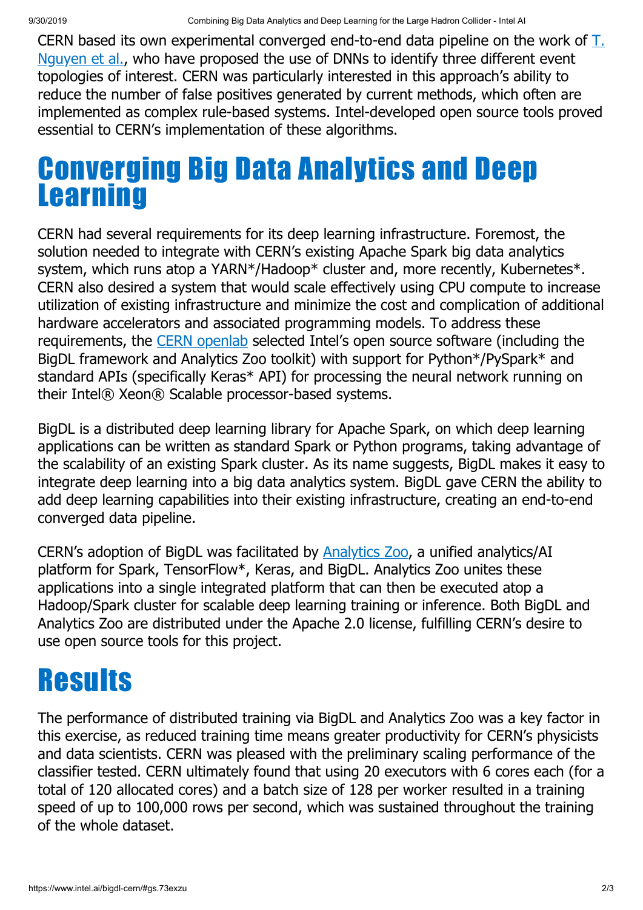CERN based its own experimental converged end-to-end data pipeline on the work of [T. Nguyen et al.](#), who have proposed the use of DNNs to identify three different event topologies of interest. CERN was particularly interested in this approach's ability to reduce the number of false positives generated by current methods, which often are implemented as complex rule-based systems. Intel-developed open source tools proved essential to CERN's implementation of these algorithms.

# Converging Big Data Analytics and Deep Learning

CERN had several requirements for its deep learning infrastructure. Foremost, the solution needed to integrate with CERN's existing Apache Spark big data analytics system, which runs atop a YARN*/Hadoop* cluster and, more recently, Kubernetes*. CERN also desired a system that would scale effectively using CPU compute to increase utilization of existing infrastructure and minimize the cost and complication of additional hardware accelerators and associated programming models. To address these requirements, the [CERN openlab](#) selected Intel's open source software (including the BigDL framework and Analytics Zoo toolkit) with support for Python*/PySpark* and standard APIs (specifically Keras* API) for processing the neural network running on their Intel® Xeon® Scalable processor-based systems.

BigDL is a distributed deep learning library for Apache Spark, on which deep learning applications can be written as standard Spark or Python programs, taking advantage of the scalability of an existing Spark cluster. As its name suggests, BigDL makes it easy to integrate deep learning into a big data analytics system. BigDL gave CERN the ability to add deep learning capabilities into their existing infrastructure, creating an end-to-end converged data pipeline.

CERN's adoption of BigDL was facilitated by [Analytics Zoo](#), a unified analytics/AI platform for Spark, TensorFlow*, Keras, and BigDL. Analytics Zoo unites these applications into a single integrated platform that can then be executed atop a Hadoop/Spark cluster for scalable deep learning training or inference. Both BigDL and Analytics Zoo are distributed under the Apache 2.0 license, fulfilling CERN's desire to use open source tools for this project.

# Results

The performance of distributed training via BigDL and Analytics Zoo was a key factor in this exercise, as reduced training time means greater productivity for CERN's physicists and data scientists. CERN was pleased with the preliminary scaling performance of the classifier tested. CERN ultimately found that using 20 executors with 6 cores each (for a total of 120 allocated cores) and a batch size of 128 per worker resulted in a training speed of up to 100,000 rows per second, which was sustained throughout the training of the whole dataset.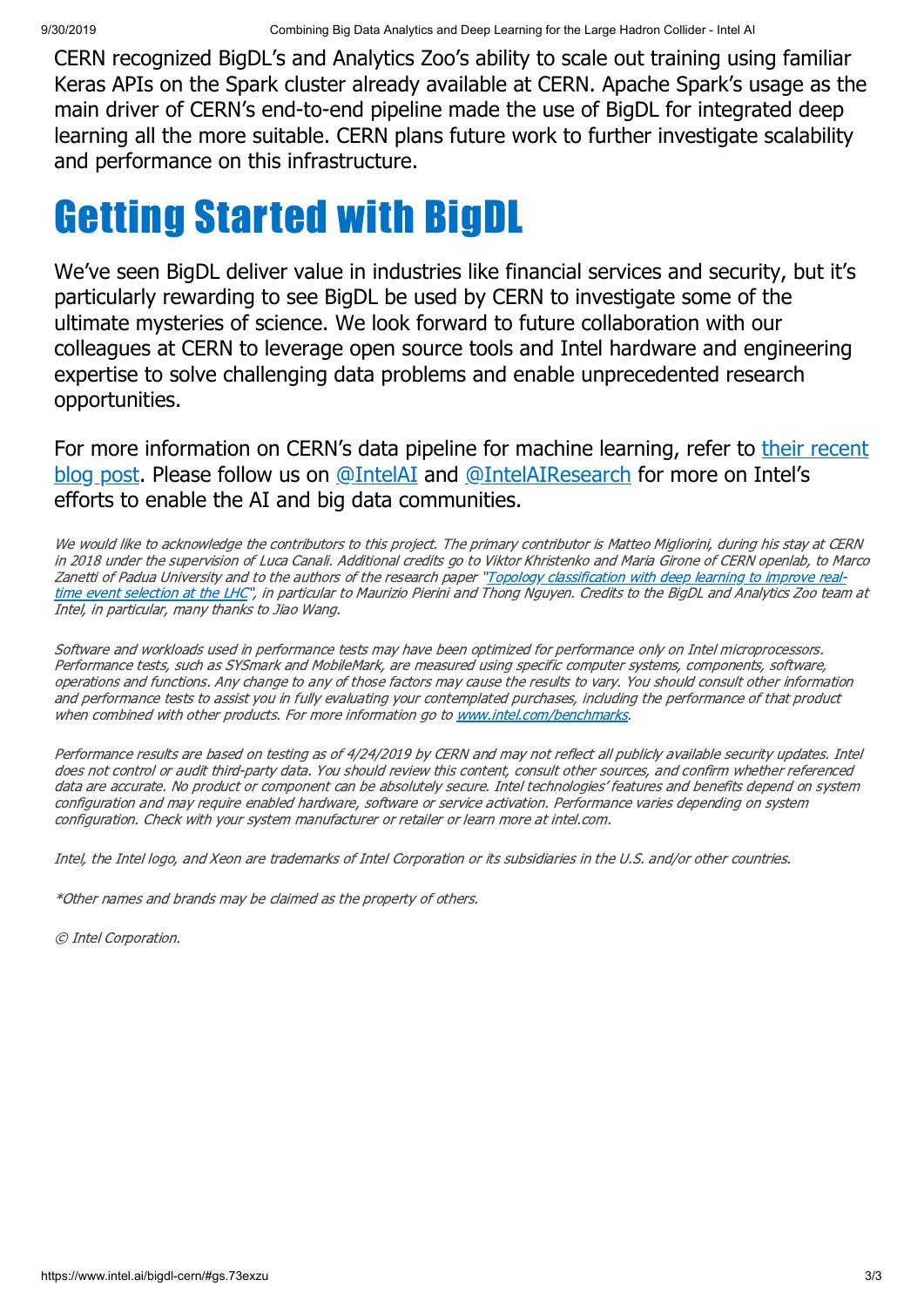CERN recognized BigDL's and Analytics Zoo's ability to scale out training using familiar Keras APIs on the Spark cluster already available at CERN. Apache Spark's usage as the main driver of CERN's end-to-end pipeline made the use of BigDL for integrated deep learning all the more suitable. CERN plans future work to further investigate scalability and performance on this infrastructure.

# Getting Started with BigDL

We've seen BigDL deliver value in industries like financial services and security, but it's particularly rewarding to see BigDL be used by CERN to investigate some of the ultimate mysteries of science. We look forward to future collaboration with our colleagues at CERN to leverage open source tools and Intel hardware and engineering expertise to solve challenging data problems and enable unprecedented research opportunities.

For more information on CERN's data pipeline for machine learning, refer to [their recent blog post](). Please follow us on [@IntelAI]() and [@IntelAIResearch]() for more on Intel's efforts to enable the AI and big data communities.

*We would like to acknowledge the contributors to this project. The primary contributor is Matteo Migliorini, during his stay at CERN in 2018 under the supervision of Luca Canali. Additional credits go to Viktor Khristenko and Maria Girone of CERN openlab, to Marco Zanetti of Padua University and to the authors of the research paper "[Topology classification with deep learning to improve real-time event selection at the LHC]()", in particular to Maurizio Pierini and Thong Nguyen. Credits to the BigDL and Analytics Zoo team at Intel, in particular, many thanks to Jiao Wang.*

*Software and workloads used in performance tests may have been optimized for performance only on Intel microprocessors. Performance tests, such as SYSmark and MobileMark, are measured using specific computer systems, components, software, operations and functions. Any change to any of those factors may cause the results to vary. You should consult other information and performance tests to assist you in fully evaluating your contemplated purchases, including the performance of that product when combined with other products. For more information go to [www.intel.com/benchmarks]().*

*Performance results are based on testing as of 4/24/2019 by CERN and may not reflect all publicly available security updates. Intel does not control or audit third-party data. You should review this content, consult other sources, and confirm whether referenced data are accurate. No product or component can be absolutely secure. Intel technologies' features and benefits depend on system configuration and may require enabled hardware, software or service activation. Performance varies depending on system configuration. Check with your system manufacturer or retailer or learn more at intel.com.*

*Intel, the Intel logo, and Xeon are trademarks of Intel Corporation or its subsidiaries in the U.S. and/or other countries.*

*\*Other names and brands may be claimed as the property of others.*

*© Intel Corporation.*